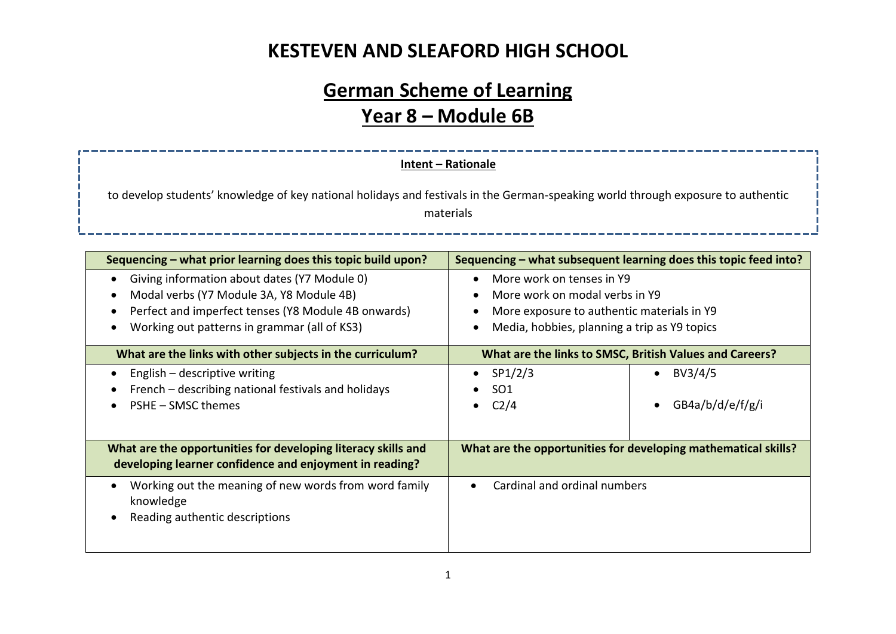# KESTEVEN AND SLEAFORD HIGH SCHOOL

## German Scheme of Learning

## Year 8 – Module 6B

**Intent – Rationale**

to develop students' knowledge of key national holidays and festivals in the German-speaking world through exposure to authentic materials

| Sequencing – what prior learning does this topic build upon? | Sequencing – what subsequent learning does this topic feed into? | |
|---|---|---|
| • Giving information about dates (Y7 Module 0)<br>• Modal verbs (Y7 Module 3A, Y8 Module 4B)<br>• Perfect and imperfect tenses (Y8 Module 4B onwards)<br>• Working out patterns in grammar (all of KS3) | • More work on tenses in Y9<br>• More work on modal verbs in Y9<br>• More exposure to authentic materials in Y9<br>• Media, hobbies, planning a trip as Y9 topics | |
| **What are the links with other subjects in the curriculum?** | **What are the links to SMSC, British Values and Careers?** | |
| • English – descriptive writing<br>• French – describing national festivals and holidays<br>• PSHE – SMSC themes | • SP1/2/3<br>• SO1<br>• C2/4 | • BV3/4/5<br>• GB4a/b/d/e/f/g/i |
| **What are the opportunities for developing literacy skills and developing learner confidence and enjoyment in reading?** | **What are the opportunities for developing mathematical skills?** | |
| • Working out the meaning of new words from word family knowledge<br>• Reading authentic descriptions | • Cardinal and ordinal numbers | |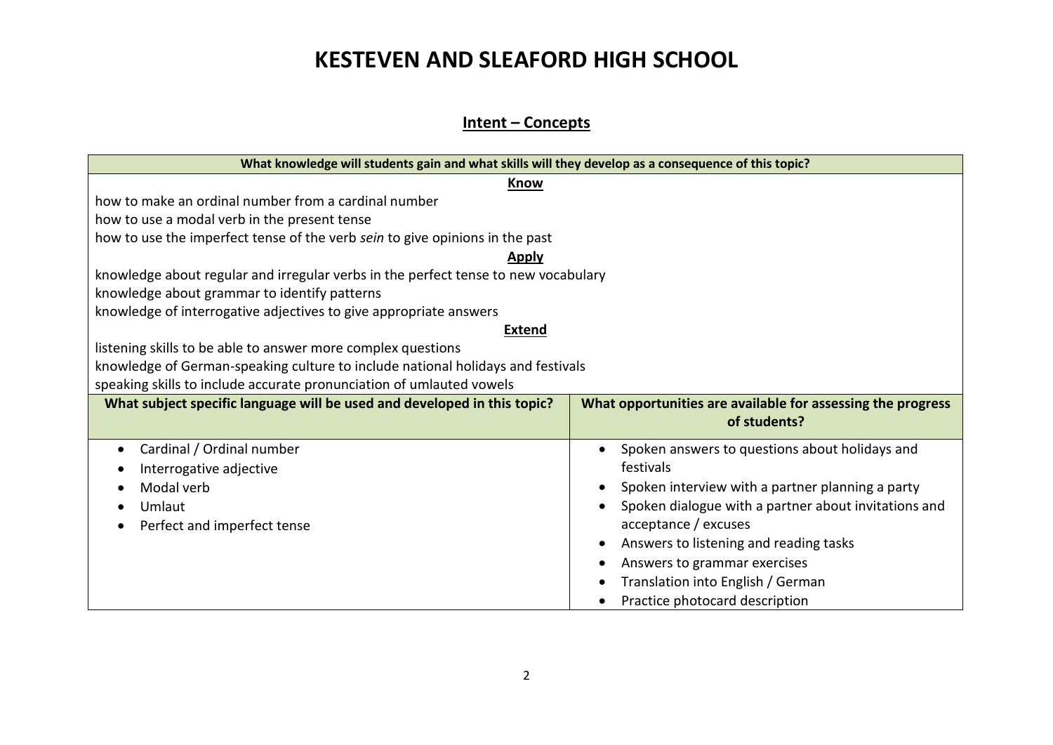# KESTEVEN AND SLEAFORD HIGH SCHOOL

## Intent – Concepts

| What knowledge will students gain and what skills will they develop as a consequence of this topic? | |
|---|---|
| **Know**<br>how to make an ordinal number from a cardinal number<br>how to use a modal verb in the present tense<br>how to use the imperfect tense of the verb *sein* to give opinions in the past<br>**Apply**<br>knowledge about regular and irregular verbs in the perfect tense to new vocabulary<br>knowledge about grammar to identify patterns<br>knowledge of interrogative adjectives to give appropriate answers<br>**Extend**<br>listening skills to be able to answer more complex questions<br>knowledge of German-speaking culture to include national holidays and festivals<br>speaking skills to include accurate pronunciation of umlauted vowels | |
| **What subject specific language will be used and developed in this topic?** | **What opportunities are available for assessing the progress of students?** |
| • Cardinal / Ordinal number<br>• Interrogative adjective<br>• Modal verb<br>• Umlaut<br>• Perfect and imperfect tense | • Spoken answers to questions about holidays and festivals<br>• Spoken interview with a partner planning a party<br>• Spoken dialogue with a partner about invitations and acceptance / excuses<br>• Answers to listening and reading tasks<br>• Answers to grammar exercises<br>• Translation into English / German<br>• Practice photocard description |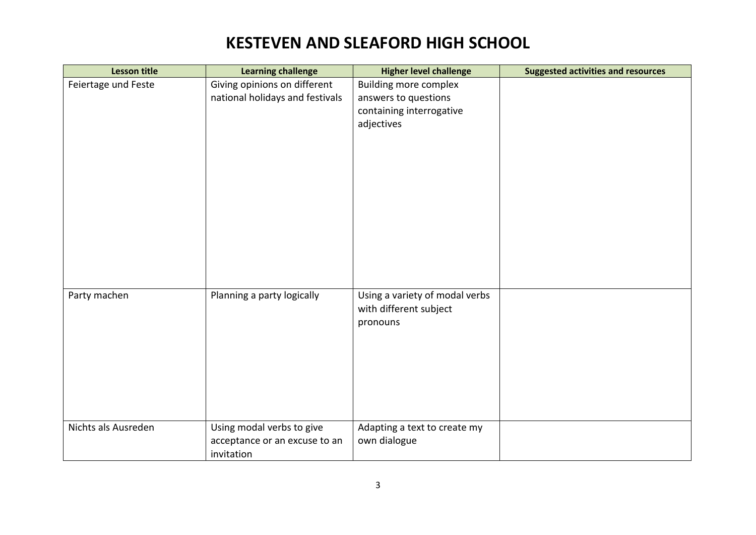# KESTEVEN AND SLEAFORD HIGH SCHOOL

| Lesson title | Learning challenge | Higher level challenge | Suggested activities and resources |
| --- | --- | --- | --- |
| Feiertage und Feste | Giving opinions on different national holidays and festivals | Building more complex answers to questions containing interrogative adjectives | |
| Party machen | Planning a party logically | Using a variety of modal verbs with different subject pronouns | |
| Nichts als Ausreden | Using modal verbs to give acceptance or an excuse to an invitation | Adapting a text to create my own dialogue | |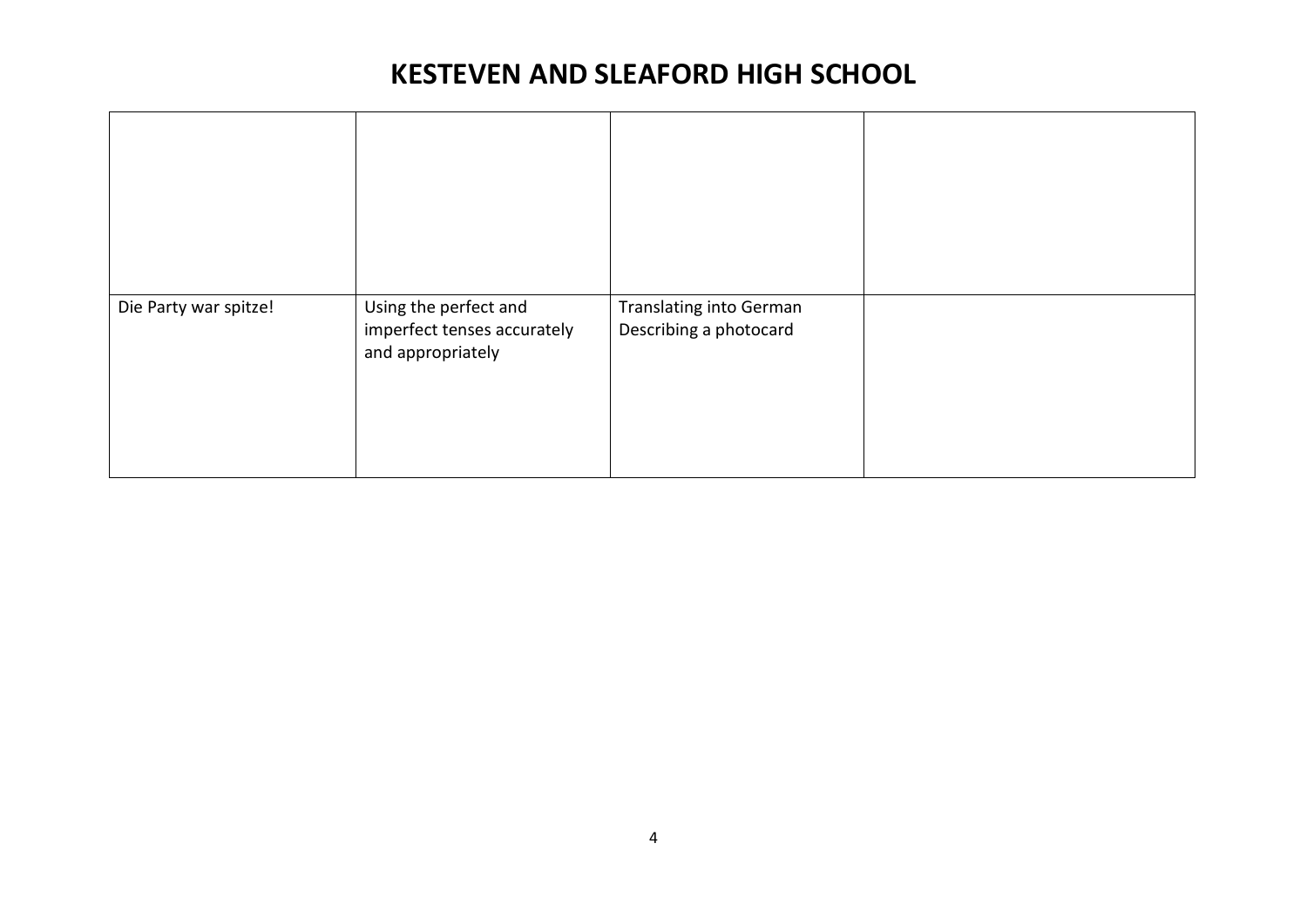# KESTEVEN AND SLEAFORD HIGH SCHOOL

| | | | |
|---|---|---|---|
| | | | |
| Die Party war spitze! | Using the perfect and imperfect tenses accurately and appropriately | Translating into German<br>Describing a photocard | |